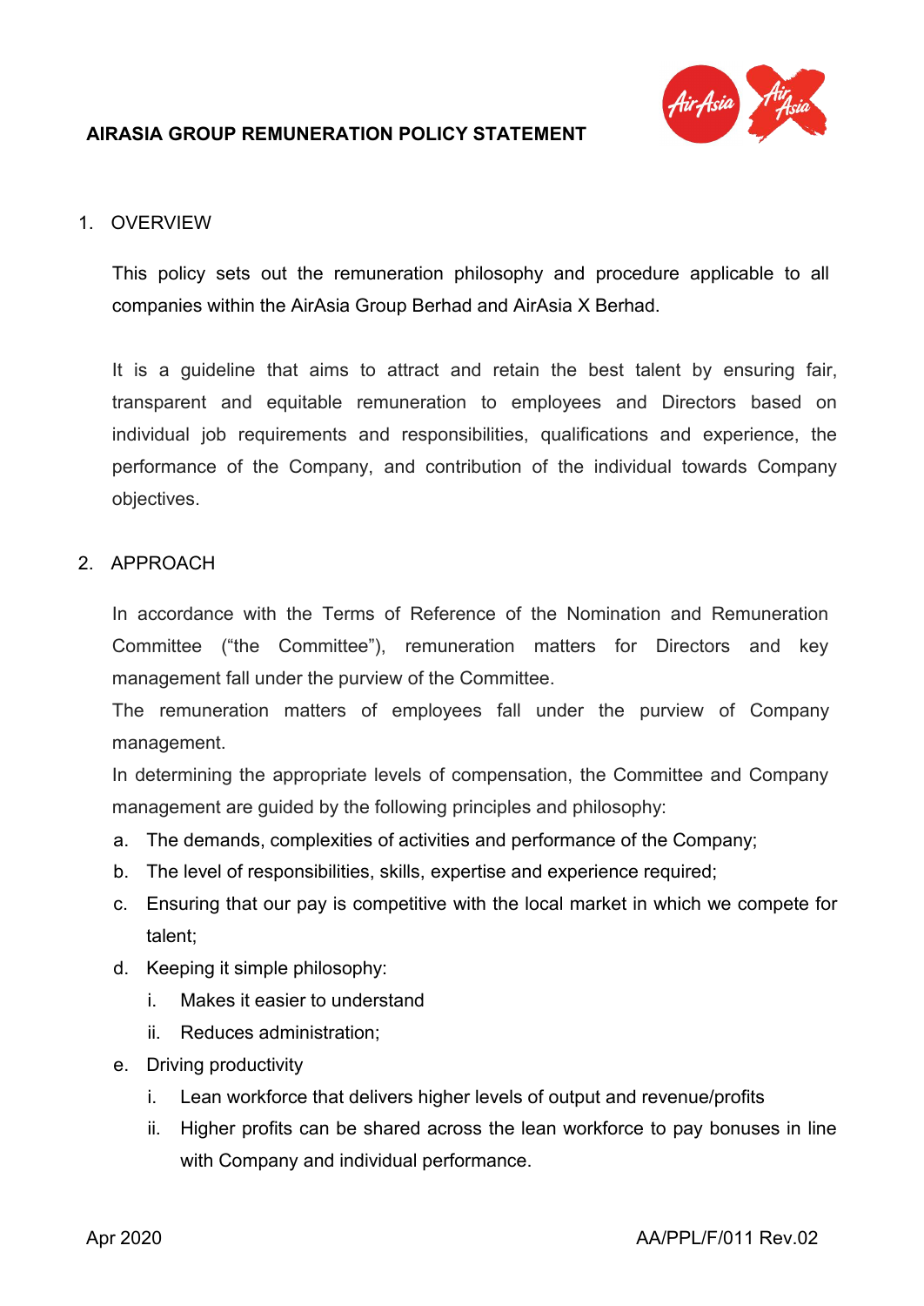# AIRASIA GROUP REMUNERATION POLICY STATEMENT

## 1. OVERVIEW

This policy sets out the remuneration philosophy and procedure applicable to all companies within the AirAsia Group Berhad and AirAsia X Berhad.

It is a guideline that aims to attract and retain the best talent by ensuring fair, transparent and equitable remuneration to employees and Directors based on individual job requirements and responsibilities, qualifications and experience, the performance of the Company, and contribution of the individual towards Company objectives.

## 2. APPROACH

In accordance with the Terms of Reference of the Nomination and Remuneration Committee ("the Committee"), remuneration matters for Directors and key management fall under the purview of the Committee.

The remuneration matters of employees fall under the purview of Company management.

In determining the appropriate levels of compensation, the Committee and Company management are guided by the following principles and philosophy:

a. The demands, complexities of activities and performance of the Company;
b. The level of responsibilities, skills, expertise and experience required;
c. Ensuring that our pay is competitive with the local market in which we compete for talent;
d. Keeping it simple philosophy:
   i. Makes it easier to understand
   ii. Reduces administration;
e. Driving productivity
   i. Lean workforce that delivers higher levels of output and revenue/profits
   ii. Higher profits can be shared across the lean workforce to pay bonuses in line with Company and individual performance.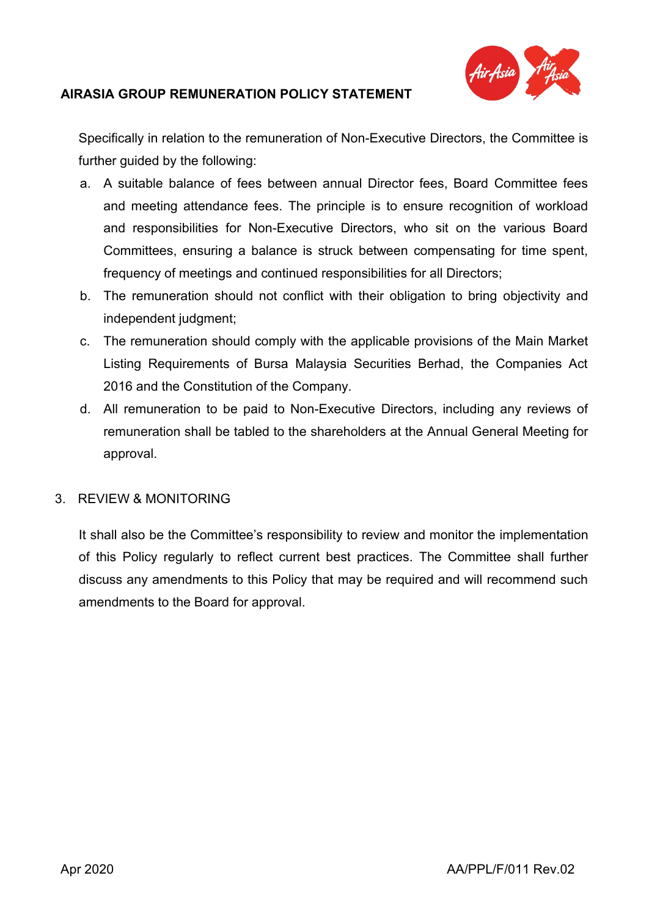Specifically in relation to the remuneration of Non-Executive Directors, the Committee is further guided by the following:

a. A suitable balance of fees between annual Director fees, Board Committee fees and meeting attendance fees. The principle is to ensure recognition of workload and responsibilities for Non-Executive Directors, who sit on the various Board Committees, ensuring a balance is struck between compensating for time spent, frequency of meetings and continued responsibilities for all Directors;
b. The remuneration should not conflict with their obligation to bring objectivity and independent judgment;
c. The remuneration should comply with the applicable provisions of the Main Market Listing Requirements of Bursa Malaysia Securities Berhad, the Companies Act 2016 and the Constitution of the Company.
d. All remuneration to be paid to Non-Executive Directors, including any reviews of remuneration shall be tabled to the shareholders at the Annual General Meeting for approval.

## 3. REVIEW & MONITORING

It shall also be the Committee's responsibility to review and monitor the implementation of this Policy regularly to reflect current best practices. The Committee shall further discuss any amendments to this Policy that may be required and will recommend such amendments to the Board for approval.